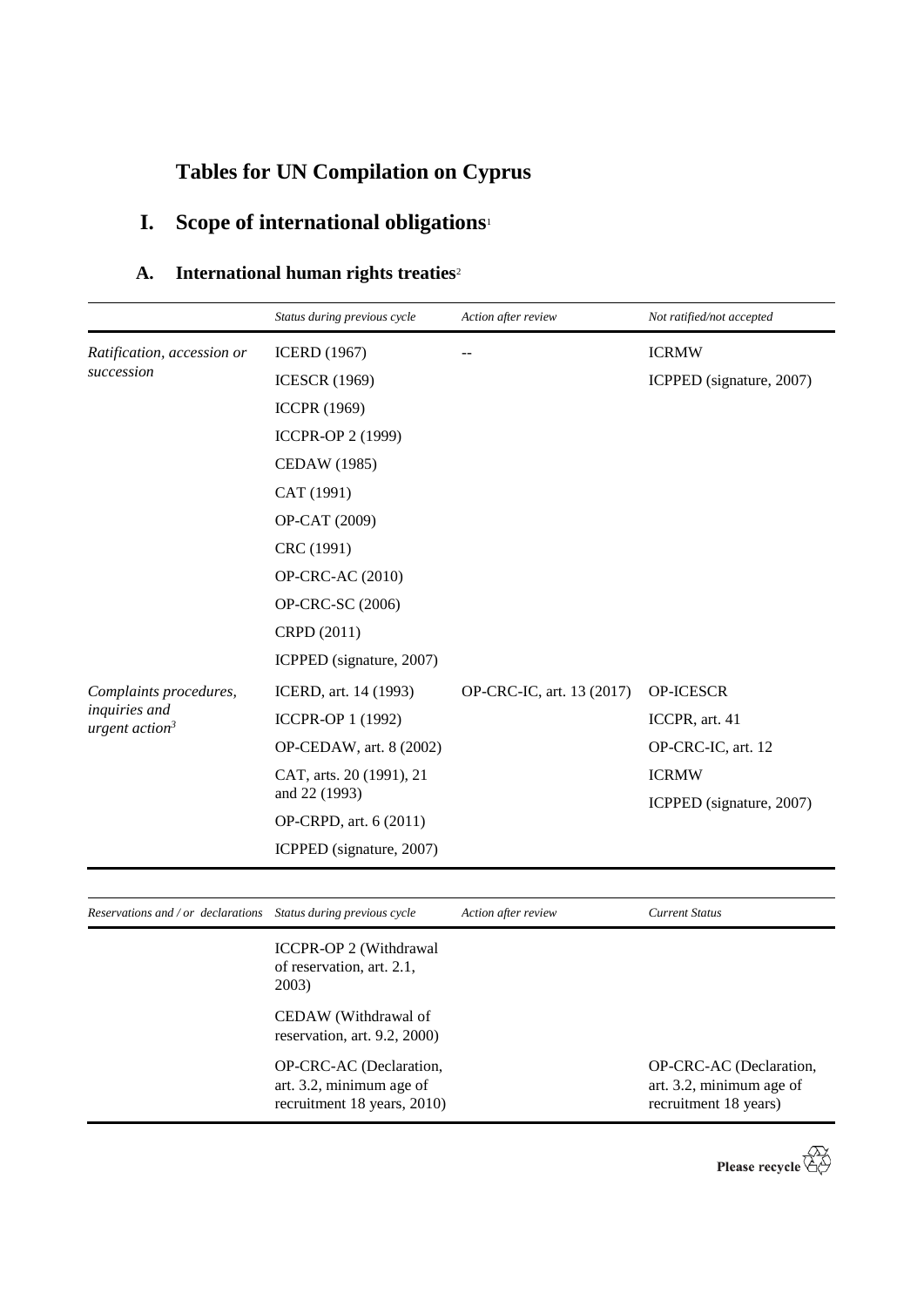# Tables for UN Compilation on Cyprus

## I. Scope of international obligations[1]

### A. International human rights treaties[2]

| | *Status during previous cycle* | *Action after review* | *Not ratified/not accepted* |
|---|---|---|---|
| *Ratification, accession or succession* | ICERD (1967)<br>ICESCR (1969)<br>ICCPR (1969)<br>ICCPR-OP 2 (1999)<br>CEDAW (1985)<br>CAT (1991)<br>OP-CAT (2009)<br>CRC (1991)<br>OP-CRC-AC (2010)<br>OP-CRC-SC (2006)<br>CRPD (2011)<br>ICPPED (signature, 2007) | -- | ICRMW<br>ICPPED (signature, 2007) |
| *Complaints procedures, inquiries and urgent action*[3] | ICERD, art. 14 (1993)<br>ICCPR-OP 1 (1992)<br>OP-CEDAW, art. 8 (2002)<br>CAT, arts. 20 (1991), 21 and 22 (1993)<br>OP-CRPD, art. 6 (2011)<br>ICPPED (signature, 2007) | OP-CRC-IC, art. 13 (2017) | OP-ICESCR<br>ICCPR, art. 41<br>OP-CRC-IC, art. 12<br>ICRMW<br>ICPPED (signature, 2007) |

| *Reservations and / or declarations* | *Status during previous cycle* | *Action after review* | *Current Status* |
|---|---|---|---|
| | ICCPR-OP 2 (Withdrawal of reservation, art. 2.1, 2003) | | |
| | CEDAW (Withdrawal of reservation, art. 9.2, 2000) | | |
| | OP-CRC-AC (Declaration, art. 3.2, minimum age of recruitment 18 years, 2010) | | OP-CRC-AC (Declaration, art. 3.2, minimum age of recruitment 18 years) |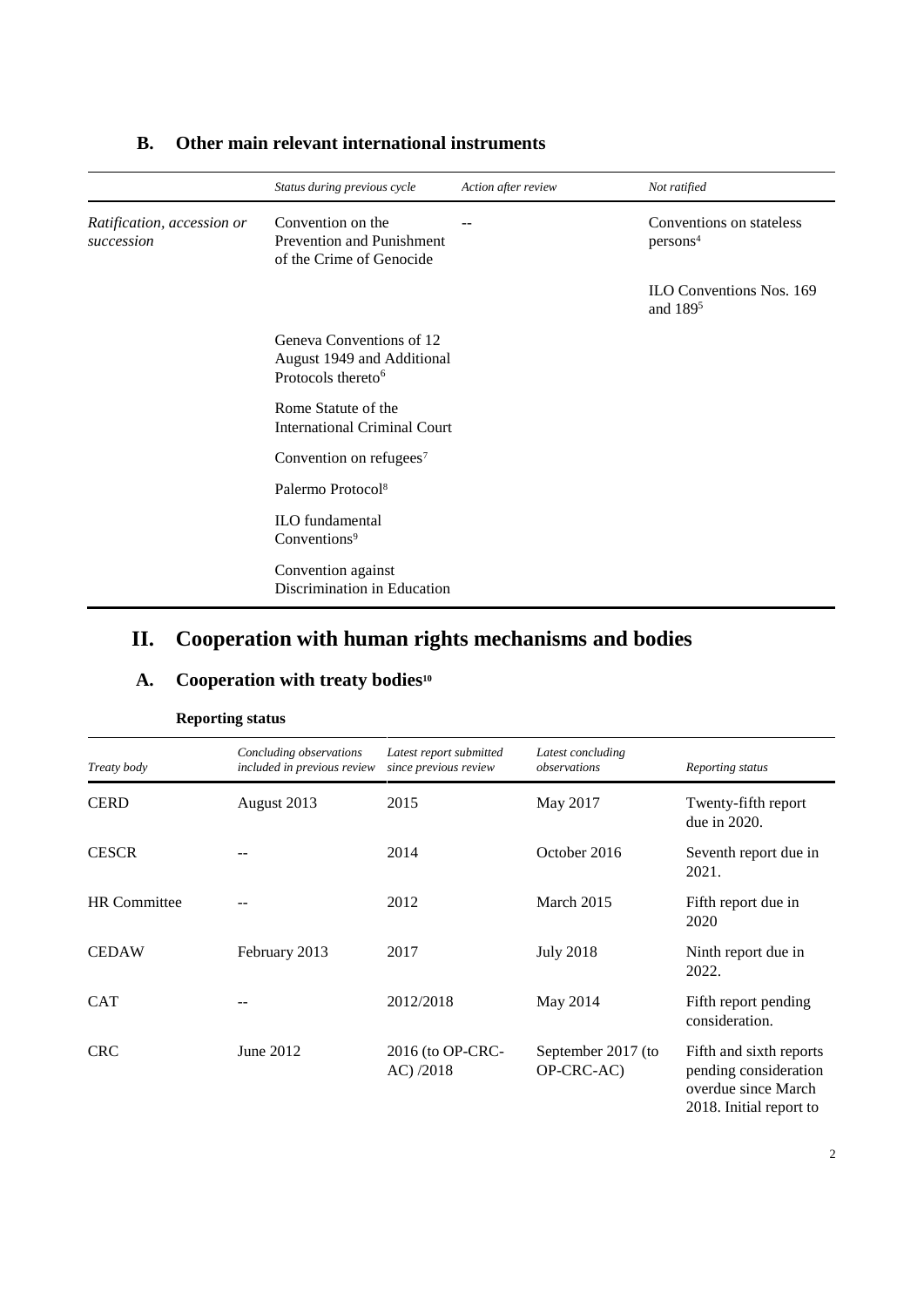## B. Other main relevant international instruments

| | *Status during previous cycle* | *Action after review* | *Not ratified* |
|---|---|---|---|
| *Ratification, accession or succession* | Convention on the Prevention and Punishment of the Crime of Genocide | -- | Conventions on stateless persons[4] |
| | | | ILO Conventions Nos. 169 and 189[5] |
| | Geneva Conventions of 12 August 1949 and Additional Protocols thereto[6] | | |
| | Rome Statute of the International Criminal Court | | |
| | Convention on refugees[7] | | |
| | Palermo Protocol[8] | | |
| | ILO fundamental Conventions[9] | | |
| | Convention against Discrimination in Education | | |

# II. Cooperation with human rights mechanisms and bodies

## A. Cooperation with treaty bodies[10]

**Reporting status**

| *Treaty body* | *Concluding observations included in previous review* | *Latest report submitted since previous review* | *Latest concluding observations* | *Reporting status* |
|---|---|---|---|---|
| CERD | August 2013 | 2015 | May 2017 | Twenty-fifth report due in 2020. |
| CESCR | -- | 2014 | October 2016 | Seventh report due in 2021. |
| HR Committee | -- | 2012 | March 2015 | Fifth report due in 2020 |
| CEDAW | February 2013 | 2017 | July 2018 | Ninth report due in 2022. |
| CAT | -- | 2012/2018 | May 2014 | Fifth report pending consideration. |
| CRC | June 2012 | 2016 (to OP-CRC-AC) /2018 | September 2017 (to OP-CRC-AC) | Fifth and sixth reports pending consideration overdue since March 2018. Initial report to |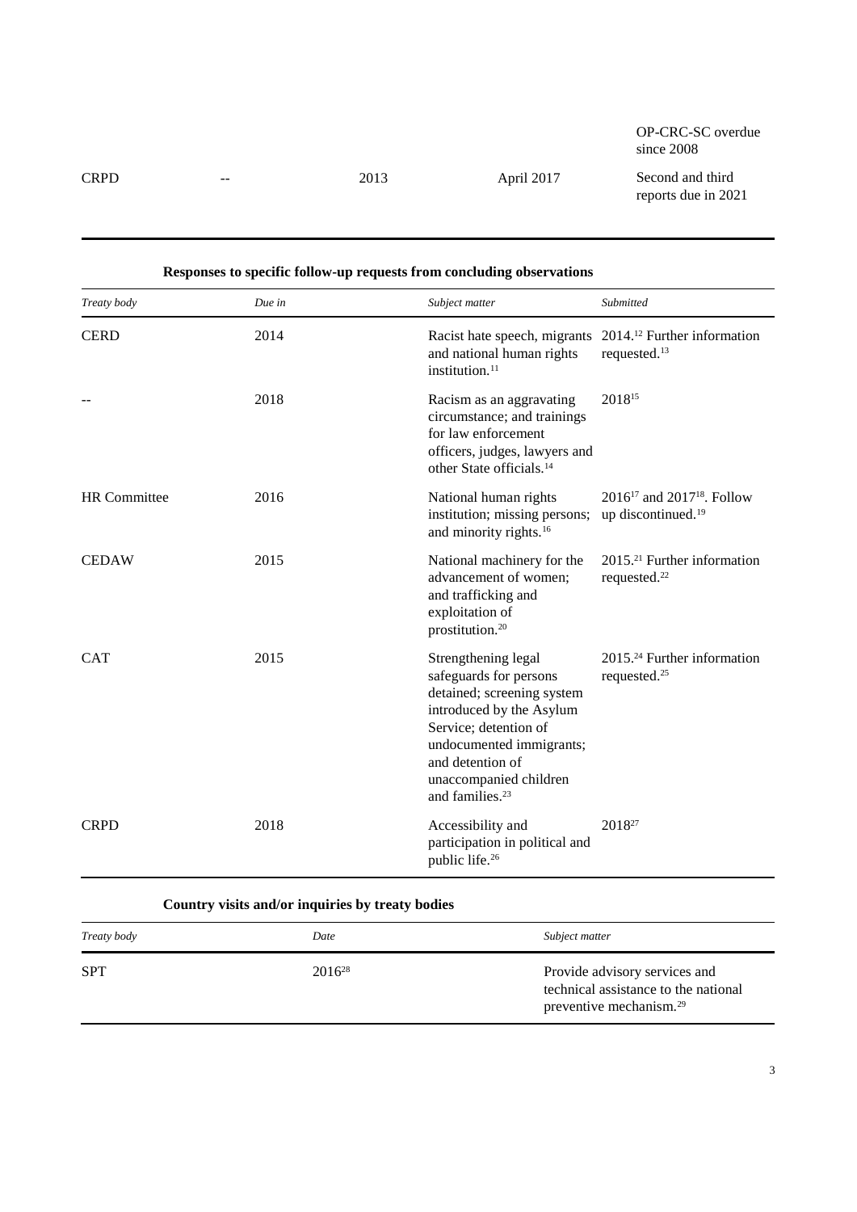| | | | | |
|---|---|---|---|---|
| | | | | OP-CRC-SC overdue since 2008 |
| CRPD | -- | 2013 | April 2017 | Second and third reports due in 2021 |

**Responses to specific follow-up requests from concluding observations**

| *Treaty body* | *Due in* | *Subject matter* | *Submitted* |
|---|---|---|---|
| CERD | 2014 | Racist hate speech, migrants and national human rights institution.[11] | 2014.[12] Further information requested.[13] |
| -- | 2018 | Racism as an aggravating circumstance; and trainings for law enforcement officers, judges, lawyers and other State officials.[14] | 2018[15] |
| HR Committee | 2016 | National human rights institution; missing persons; and minority rights.[16] | 2016[17] and 2017[18]. Follow up discontinued.[19] |
| CEDAW | 2015 | National machinery for the advancement of women; and trafficking and exploitation of prostitution.[20] | 2015.[21] Further information requested.[22] |
| CAT | 2015 | Strengthening legal safeguards for persons detained; screening system introduced by the Asylum Service; detention of undocumented immigrants; and detention of unaccompanied children and families.[23] | 2015.[24] Further information requested.[25] |
| CRPD | 2018 | Accessibility and participation in political and public life.[26] | 2018[27] |

**Country visits and/or inquiries by treaty bodies**

| *Treaty body* | *Date* | *Subject matter* |
|---|---|---|
| SPT | 2016[28] | Provide advisory services and technical assistance to the national preventive mechanism.[29] |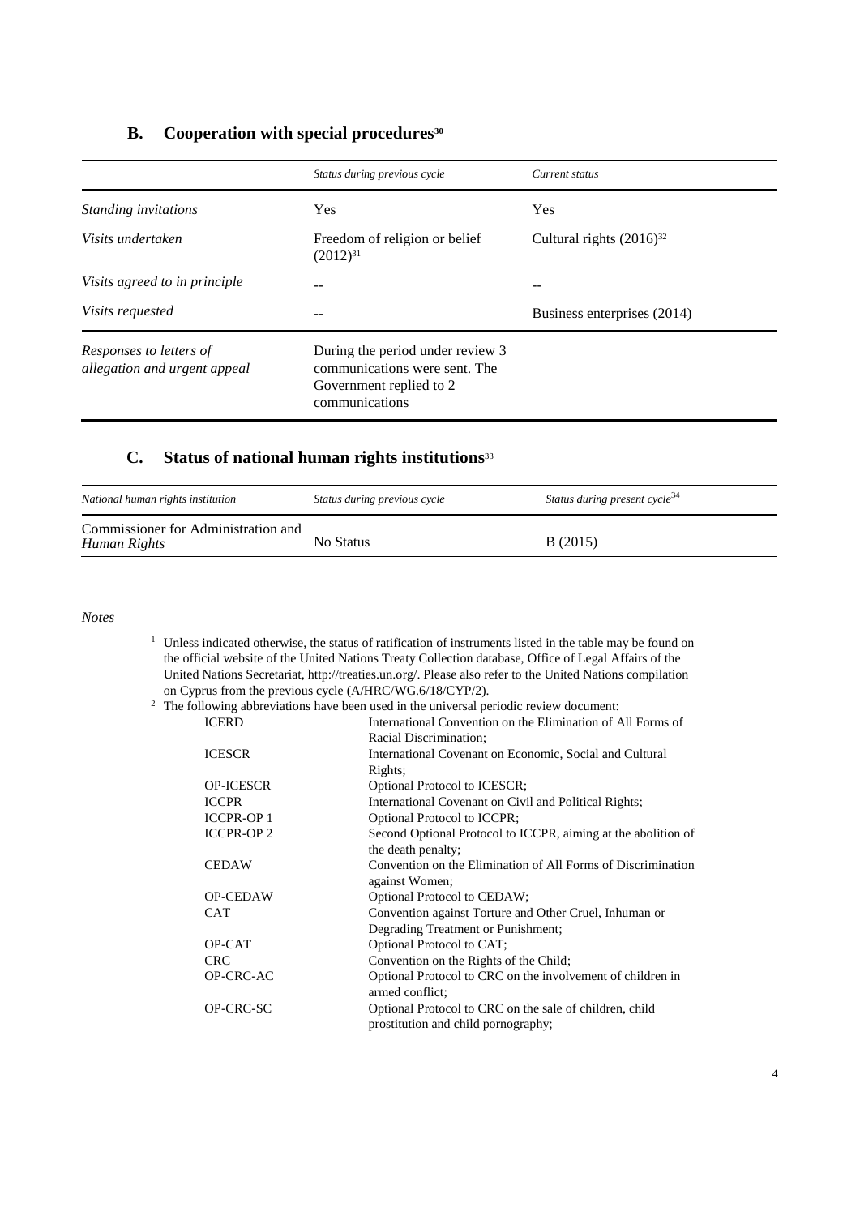## B. Cooperation with special procedures[30]

| | *Status during previous cycle* | *Current status* |
|---|---|---|
| *Standing invitations* | Yes | Yes |
| *Visits undertaken* | Freedom of religion or belief (2012)[31] | Cultural rights (2016)[32] |
| *Visits agreed to in principle* | -- | -- |
| *Visits requested* | -- | Business enterprises (2014) |
| *Responses to letters of allegation and urgent appeal* | During the period under review 3 communications were sent. The Government replied to 2 communications | |

## C. Status of national human rights institutions[33]

| *National human rights institution* | *Status during previous cycle* | *Status during present cycle*[34] |
|---|---|---|
| Commissioner for Administration and *Human Rights* | No Status | B (2015) |

*Notes*

[1] Unless indicated otherwise, the status of ratification of instruments listed in the table may be found on the official website of the United Nations Treaty Collection database, Office of Legal Affairs of the United Nations Secretariat, http://treaties.un.org/. Please also refer to the United Nations compilation on Cyprus from the previous cycle (A/HRC/WG.6/18/CYP/2).

[2] The following abbreviations have been used in the universal periodic review document:

| | |
|---|---|
| ICERD | International Convention on the Elimination of All Forms of Racial Discrimination; |
| ICESCR | International Covenant on Economic, Social and Cultural Rights; |
| OP-ICESCR | Optional Protocol to ICESCR; |
| ICCPR | International Covenant on Civil and Political Rights; |
| ICCPR-OP 1 | Optional Protocol to ICCPR; |
| ICCPR-OP 2 | Second Optional Protocol to ICCPR, aiming at the abolition of the death penalty; |
| CEDAW | Convention on the Elimination of All Forms of Discrimination against Women; |
| OP-CEDAW | Optional Protocol to CEDAW; |
| CAT | Convention against Torture and Other Cruel, Inhuman or Degrading Treatment or Punishment; |
| OP-CAT | Optional Protocol to CAT; |
| CRC | Convention on the Rights of the Child; |
| OP-CRC-AC | Optional Protocol to CRC on the involvement of children in armed conflict; |
| OP-CRC-SC | Optional Protocol to CRC on the sale of children, child prostitution and child pornography; |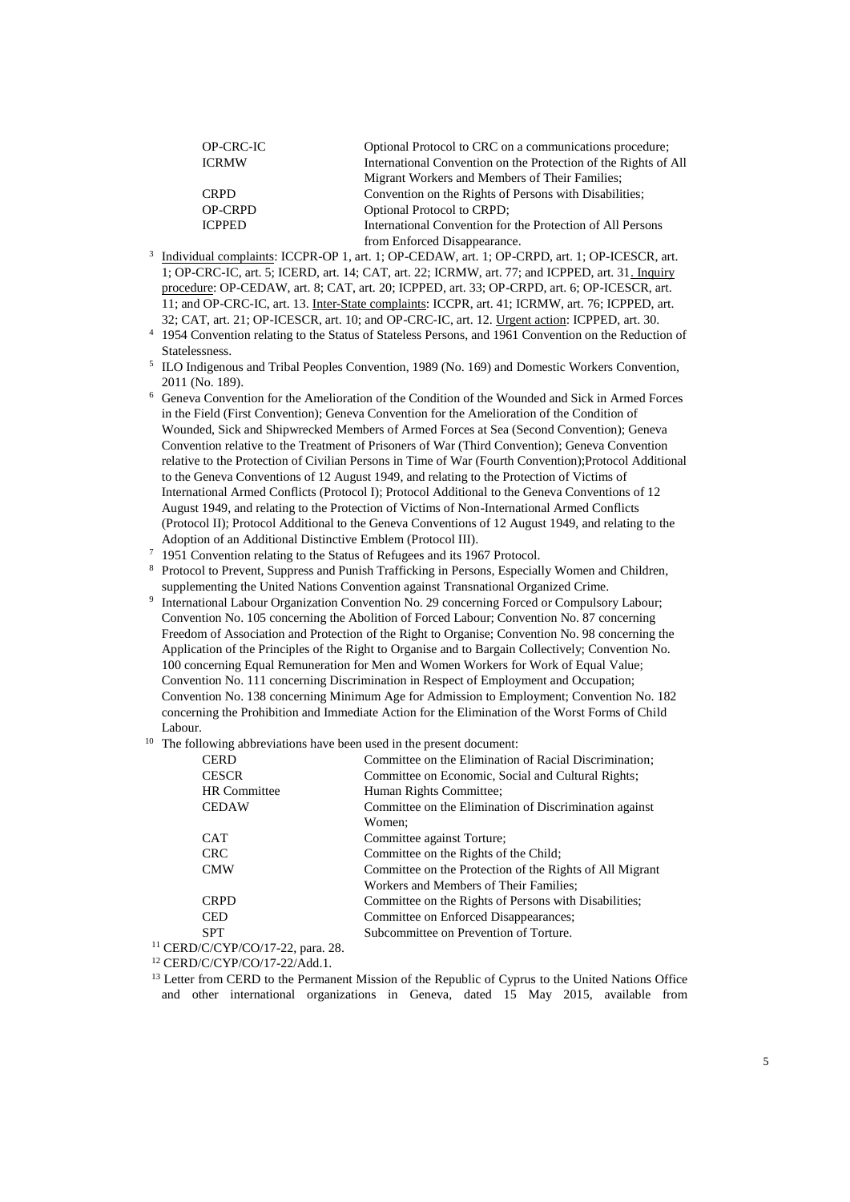| | |
|---|---|
| OP-CRC-IC | Optional Protocol to CRC on a communications procedure; |
| ICRMW | International Convention on the Protection of the Rights of All Migrant Workers and Members of Their Families; |
| CRPD | Convention on the Rights of Persons with Disabilities; |
| OP-CRPD | Optional Protocol to CRPD; |
| ICPPED | International Convention for the Protection of All Persons from Enforced Disappearance. |

[3] Individual complaints: ICCPR-OP 1, art. 1; OP-CEDAW, art. 1; OP-CRPD, art. 1; OP-ICESCR, art. 1; OP-CRC-IC, art. 5; ICERD, art. 14; CAT, art. 22; ICRMW, art. 77; and ICPPED, art. 31. Inquiry procedure: OP-CEDAW, art. 8; CAT, art. 20; ICPPED, art. 33; OP-CRPD, art. 6; OP-ICESCR, art. 11; and OP-CRC-IC, art. 13. Inter-State complaints: ICCPR, art. 41; ICRMW, art. 76; ICPPED, art. 32; CAT, art. 21; OP-ICESCR, art. 10; and OP-CRC-IC, art. 12. Urgent action: ICPPED, art. 30.

[4] 1954 Convention relating to the Status of Stateless Persons, and 1961 Convention on the Reduction of Statelessness.

[5] ILO Indigenous and Tribal Peoples Convention, 1989 (No. 169) and Domestic Workers Convention, 2011 (No. 189).

[6] Geneva Convention for the Amelioration of the Condition of the Wounded and Sick in Armed Forces in the Field (First Convention); Geneva Convention for the Amelioration of the Condition of Wounded, Sick and Shipwrecked Members of Armed Forces at Sea (Second Convention); Geneva Convention relative to the Treatment of Prisoners of War (Third Convention); Geneva Convention relative to the Protection of Civilian Persons in Time of War (Fourth Convention);Protocol Additional to the Geneva Conventions of 12 August 1949, and relating to the Protection of Victims of International Armed Conflicts (Protocol I); Protocol Additional to the Geneva Conventions of 12 August 1949, and relating to the Protection of Victims of Non-International Armed Conflicts (Protocol II); Protocol Additional to the Geneva Conventions of 12 August 1949, and relating to the Adoption of an Additional Distinctive Emblem (Protocol III).

[7] 1951 Convention relating to the Status of Refugees and its 1967 Protocol.

[8] Protocol to Prevent, Suppress and Punish Trafficking in Persons, Especially Women and Children, supplementing the United Nations Convention against Transnational Organized Crime.

[9] International Labour Organization Convention No. 29 concerning Forced or Compulsory Labour; Convention No. 105 concerning the Abolition of Forced Labour; Convention No. 87 concerning Freedom of Association and Protection of the Right to Organise; Convention No. 98 concerning the Application of the Principles of the Right to Organise and to Bargain Collectively; Convention No. 100 concerning Equal Remuneration for Men and Women Workers for Work of Equal Value; Convention No. 111 concerning Discrimination in Respect of Employment and Occupation; Convention No. 138 concerning Minimum Age for Admission to Employment; Convention No. 182 concerning the Prohibition and Immediate Action for the Elimination of the Worst Forms of Child Labour.

[10] The following abbreviations have been used in the present document:

| | |
|---|---|
| CERD | Committee on the Elimination of Racial Discrimination; |
| CESCR | Committee on Economic, Social and Cultural Rights; |
| HR Committee | Human Rights Committee; |
| CEDAW | Committee on the Elimination of Discrimination against Women; |
| CAT | Committee against Torture; |
| CRC | Committee on the Rights of the Child; |
| CMW | Committee on the Protection of the Rights of All Migrant Workers and Members of Their Families; |
| CRPD | Committee on the Rights of Persons with Disabilities; |
| CED | Committee on Enforced Disappearances; |
| SPT | Subcommittee on Prevention of Torture. |

[11] CERD/C/CYP/CO/17-22, para. 28.

[12] CERD/C/CYP/CO/17-22/Add.1.

[13] Letter from CERD to the Permanent Mission of the Republic of Cyprus to the United Nations Office and other international organizations in Geneva, dated 15 May 2015, available from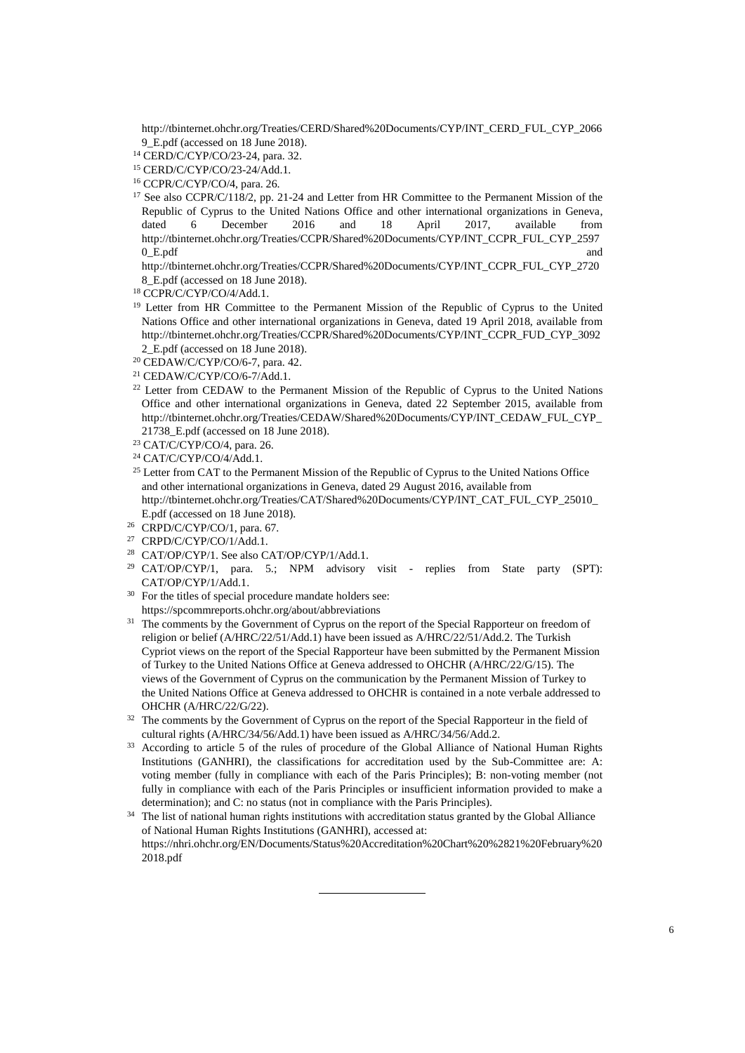http://tbinternet.ohchr.org/Treaties/CERD/Shared%20Documents/CYP/INT_CERD_FUL_CYP_20669_E.pdf (accessed on 18 June 2018).

[14] CERD/C/CYP/CO/23-24, para. 32.

[15] CERD/C/CYP/CO/23-24/Add.1.

[16] CCPR/C/CYP/CO/4, para. 26.

[17] See also CCPR/C/118/2, pp. 21-24 and Letter from HR Committee to the Permanent Mission of the Republic of Cyprus to the United Nations Office and other international organizations in Geneva, dated 6 December 2016 and 18 April 2017, available from http://tbinternet.ohchr.org/Treaties/CCPR/Shared%20Documents/CYP/INT_CCPR_FUL_CYP_25970_E.pdf and http://tbinternet.ohchr.org/Treaties/CCPR/Shared%20Documents/CYP/INT_CCPR_FUL_CYP_27208_E.pdf (accessed on 18 June 2018).

[18] CCPR/C/CYP/CO/4/Add.1.

[19] Letter from HR Committee to the Permanent Mission of the Republic of Cyprus to the United Nations Office and other international organizations in Geneva, dated 19 April 2018, available from http://tbinternet.ohchr.org/Treaties/CCPR/Shared%20Documents/CYP/INT_CCPR_FUD_CYP_30922_E.pdf (accessed on 18 June 2018).

[20] CEDAW/C/CYP/CO/6-7, para. 42.

[21] CEDAW/C/CYP/CO/6-7/Add.1.

[22] Letter from CEDAW to the Permanent Mission of the Republic of Cyprus to the United Nations Office and other international organizations in Geneva, dated 22 September 2015, available from http://tbinternet.ohchr.org/Treaties/CEDAW/Shared%20Documents/CYP/INT_CEDAW_FUL_CYP_21738_E.pdf (accessed on 18 June 2018).

[23] CAT/C/CYP/CO/4, para. 26.

[24] CAT/C/CYP/CO/4/Add.1.

[25] Letter from CAT to the Permanent Mission of the Republic of Cyprus to the United Nations Office and other international organizations in Geneva, dated 29 August 2016, available from http://tbinternet.ohchr.org/Treaties/CAT/Shared%20Documents/CYP/INT_CAT_FUL_CYP_25010_E.pdf (accessed on 18 June 2018).

[26] CRPD/C/CYP/CO/1, para. 67.

[27] CRPD/C/CYP/CO/1/Add.1.

[28] CAT/OP/CYP/1. See also CAT/OP/CYP/1/Add.1.

[29] CAT/OP/CYP/1, para. 5.; NPM advisory visit - replies from State party (SPT): CAT/OP/CYP/1/Add.1.

[30] For the titles of special procedure mandate holders see: https://spcommreports.ohchr.org/about/abbreviations

[31] The comments by the Government of Cyprus on the report of the Special Rapporteur on freedom of religion or belief (A/HRC/22/51/Add.1) have been issued as A/HRC/22/51/Add.2. The Turkish Cypriot views on the report of the Special Rapporteur have been submitted by the Permanent Mission of Turkey to the United Nations Office at Geneva addressed to OHCHR (A/HRC/22/G/15). The views of the Government of Cyprus on the communication by the Permanent Mission of Turkey to the United Nations Office at Geneva addressed to OHCHR is contained in a note verbale addressed to OHCHR (A/HRC/22/G/22).

[32] The comments by the Government of Cyprus on the report of the Special Rapporteur in the field of cultural rights (A/HRC/34/56/Add.1) have been issued as A/HRC/34/56/Add.2.

[33] According to article 5 of the rules of procedure of the Global Alliance of National Human Rights Institutions (GANHRI), the classifications for accreditation used by the Sub-Committee are: A: voting member (fully in compliance with each of the Paris Principles); B: non-voting member (not fully in compliance with each of the Paris Principles or insufficient information provided to make a determination); and C: no status (not in compliance with the Paris Principles).

[34] The list of national human rights institutions with accreditation status granted by the Global Alliance of National Human Rights Institutions (GANHRI), accessed at: https://nhri.ohchr.org/EN/Documents/Status%20Accreditation%20Chart%20%2821%20February%202018.pdf